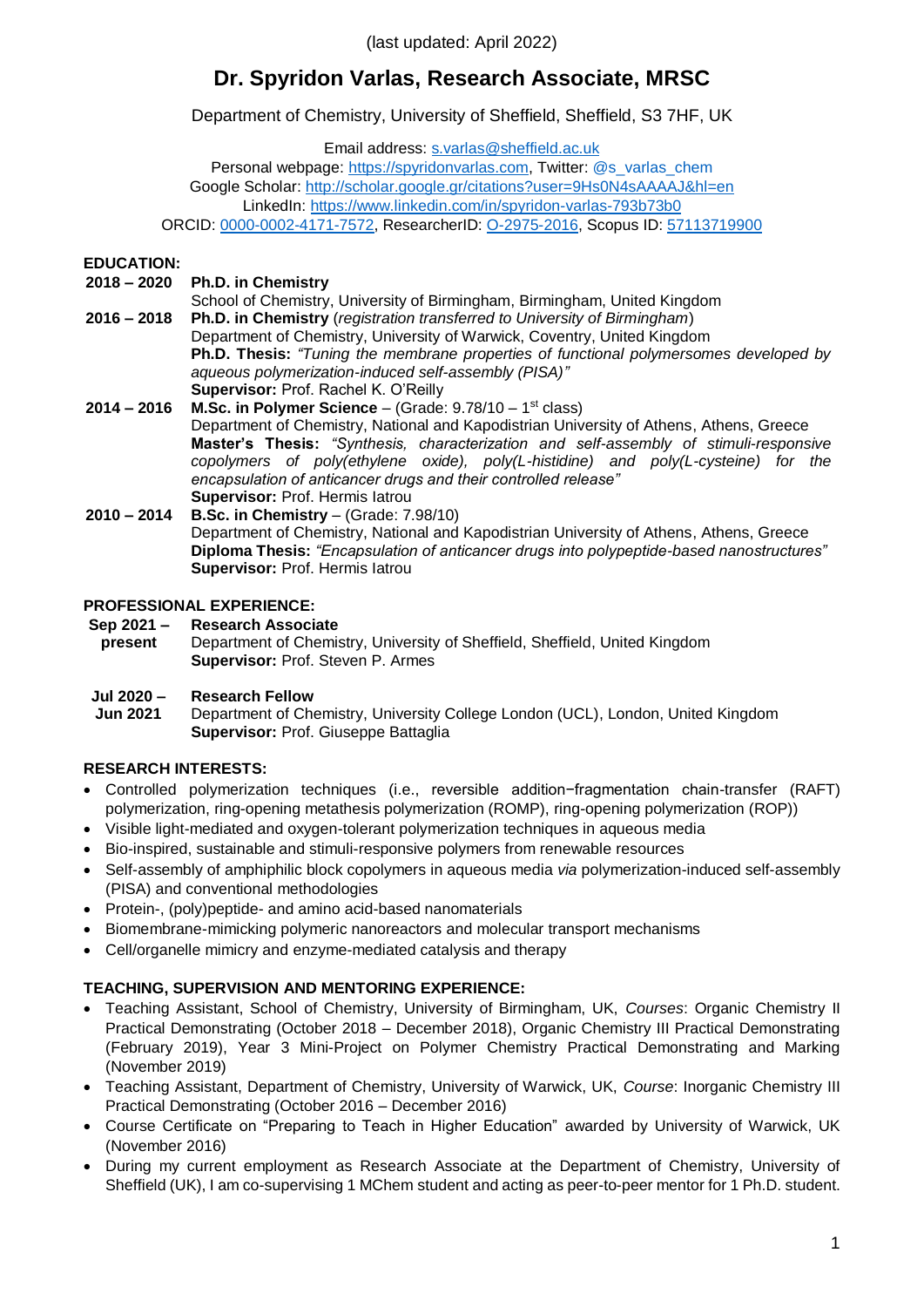(last updated: April 2022)

# Dr. Spyridon Varlas, Research Associate, MRSC

Department of Chemistry, University of Sheffield, Sheffield, S3 7HF, UK

Email address: s.varlas@sheffield.ac.uk
Personal webpage: https://spyridonvarlas.com, Twitter: @s_varlas_chem
Google Scholar: http://scholar.google.gr/citations?user=9Hs0N4sAAAAJ&hl=en
LinkedIn: https://www.linkedin.com/in/spyridon-varlas-793b73b0
ORCID: 0000-0002-4171-7572, ResearcherID: O-2975-2016, Scopus ID: 57113719900

## EDUCATION:

**2018 – 2020** **Ph.D. in Chemistry**
School of Chemistry, University of Birmingham, Birmingham, United Kingdom

**2016 – 2018** **Ph.D. in Chemistry** (*registration transferred to University of Birmingham*)
Department of Chemistry, University of Warwick, Coventry, United Kingdom
**Ph.D. Thesis:** *"Tuning the membrane properties of functional polymersomes developed by aqueous polymerization-induced self-assembly (PISA)"*
**Supervisor:** Prof. Rachel K. O'Reilly

**2014 – 2016** **M.Sc. in Polymer Science** – (Grade: 9.78/10 – 1st class)
Department of Chemistry, National and Kapodistrian University of Athens, Athens, Greece
**Master's Thesis:** *"Synthesis, characterization and self-assembly of stimuli-responsive copolymers of poly(ethylene oxide), poly(L-histidine) and poly(L-cysteine) for the encapsulation of anticancer drugs and their controlled release"*
**Supervisor:** Prof. Hermis Iatrou

**2010 – 2014** **B.Sc. in Chemistry** – (Grade: 7.98/10)
Department of Chemistry, National and Kapodistrian University of Athens, Athens, Greece
**Diploma Thesis:** *"Encapsulation of anticancer drugs into polypeptide-based nanostructures"*
**Supervisor:** Prof. Hermis Iatrou

## PROFESSIONAL EXPERIENCE:

**Sep 2021 – present** **Research Associate**
Department of Chemistry, University of Sheffield, Sheffield, United Kingdom
**Supervisor:** Prof. Steven P. Armes

**Jul 2020 – Jun 2021** **Research Fellow**
Department of Chemistry, University College London (UCL), London, United Kingdom
**Supervisor:** Prof. Giuseppe Battaglia

## RESEARCH INTERESTS:

- Controlled polymerization techniques (i.e., reversible addition−fragmentation chain-transfer (RAFT) polymerization, ring-opening metathesis polymerization (ROMP), ring-opening polymerization (ROP))
- Visible light-mediated and oxygen-tolerant polymerization techniques in aqueous media
- Bio-inspired, sustainable and stimuli-responsive polymers from renewable resources
- Self-assembly of amphiphilic block copolymers in aqueous media *via* polymerization-induced self-assembly (PISA) and conventional methodologies
- Protein-, (poly)peptide- and amino acid-based nanomaterials
- Biomembrane-mimicking polymeric nanoreactors and molecular transport mechanisms
- Cell/organelle mimicry and enzyme-mediated catalysis and therapy

## TEACHING, SUPERVISION AND MENTORING EXPERIENCE:

- Teaching Assistant, School of Chemistry, University of Birmingham, UK, *Courses*: Organic Chemistry II Practical Demonstrating (October 2018 – December 2018), Organic Chemistry III Practical Demonstrating (February 2019), Year 3 Mini-Project on Polymer Chemistry Practical Demonstrating and Marking (November 2019)
- Teaching Assistant, Department of Chemistry, University of Warwick, UK, *Course*: Inorganic Chemistry III Practical Demonstrating (October 2016 – December 2016)
- Course Certificate on "Preparing to Teach in Higher Education" awarded by University of Warwick, UK (November 2016)
- During my current employment as Research Associate at the Department of Chemistry, University of Sheffield (UK), I am co-supervising 1 MChem student and acting as peer-to-peer mentor for 1 Ph.D. student.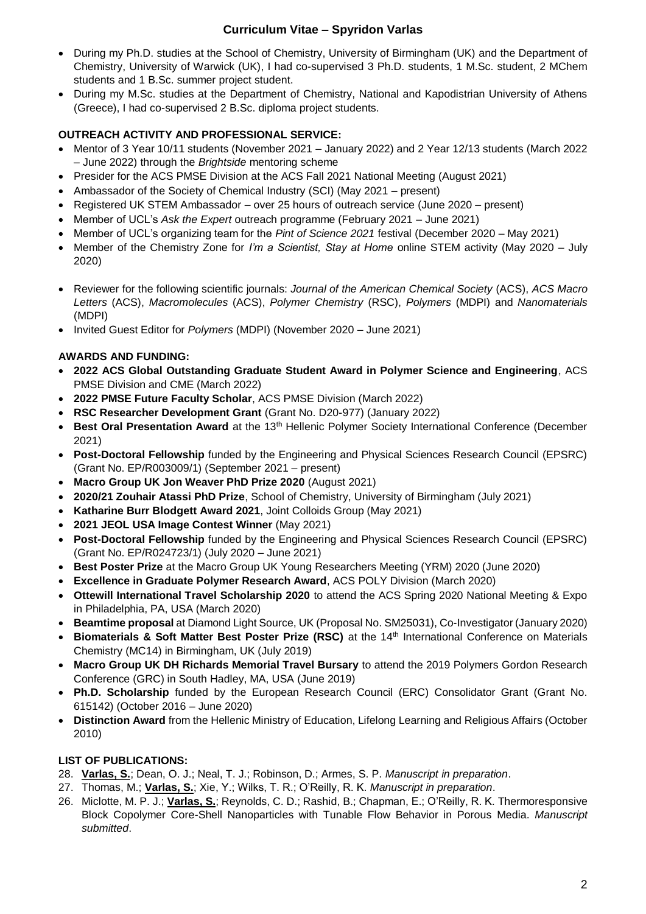- During my Ph.D. studies at the School of Chemistry, University of Birmingham (UK) and the Department of Chemistry, University of Warwick (UK), I had co-supervised 3 Ph.D. students, 1 M.Sc. student, 2 MChem students and 1 B.Sc. summer project student.
- During my M.Sc. studies at the Department of Chemistry, National and Kapodistrian University of Athens (Greece), I had co-supervised 2 B.Sc. diploma project students.

**OUTREACH ACTIVITY AND PROFESSIONAL SERVICE:**

- Mentor of 3 Year 10/11 students (November 2021 – January 2022) and 2 Year 12/13 students (March 2022 – June 2022) through the *Brightside* mentoring scheme
- Presider for the ACS PMSE Division at the ACS Fall 2021 National Meeting (August 2021)
- Ambassador of the Society of Chemical Industry (SCI) (May 2021 – present)
- Registered UK STEM Ambassador – over 25 hours of outreach service (June 2020 – present)
- Member of UCL's *Ask the Expert* outreach programme (February 2021 – June 2021)
- Member of UCL's organizing team for the *Pint of Science 2021* festival (December 2020 – May 2021)
- Member of the Chemistry Zone for *I'm a Scientist, Stay at Home* online STEM activity (May 2020 – July 2020)

- Reviewer for the following scientific journals: *Journal of the American Chemical Society* (ACS), *ACS Macro Letters* (ACS), *Macromolecules* (ACS), *Polymer Chemistry* (RSC), *Polymers* (MDPI) and *Nanomaterials* (MDPI)
- Invited Guest Editor for *Polymers* (MDPI) (November 2020 – June 2021)

**AWARDS AND FUNDING:**

- **2022 ACS Global Outstanding Graduate Student Award in Polymer Science and Engineering**, ACS PMSE Division and CME (March 2022)
- **2022 PMSE Future Faculty Scholar**, ACS PMSE Division (March 2022)
- **RSC Researcher Development Grant** (Grant No. D20-977) (January 2022)
- **Best Oral Presentation Award** at the 13th Hellenic Polymer Society International Conference (December 2021)
- **Post-Doctoral Fellowship** funded by the Engineering and Physical Sciences Research Council (EPSRC) (Grant No. EP/R003009/1) (September 2021 – present)
- **Macro Group UK Jon Weaver PhD Prize 2020** (August 2021)
- **2020/21 Zouhair Atassi PhD Prize**, School of Chemistry, University of Birmingham (July 2021)
- **Katharine Burr Blodgett Award 2021**, Joint Colloids Group (May 2021)
- **2021 JEOL USA Image Contest Winner** (May 2021)
- **Post-Doctoral Fellowship** funded by the Engineering and Physical Sciences Research Council (EPSRC) (Grant No. EP/R024723/1) (July 2020 – June 2021)
- **Best Poster Prize** at the Macro Group UK Young Researchers Meeting (YRM) 2020 (June 2020)
- **Excellence in Graduate Polymer Research Award**, ACS POLY Division (March 2020)
- **Ottewill International Travel Scholarship 2020** to attend the ACS Spring 2020 National Meeting & Expo in Philadelphia, PA, USA (March 2020)
- **Beamtime proposal** at Diamond Light Source, UK (Proposal No. SM25031), Co-Investigator (January 2020)
- **Biomaterials & Soft Matter Best Poster Prize (RSC)** at the 14th International Conference on Materials Chemistry (MC14) in Birmingham, UK (July 2019)
- **Macro Group UK DH Richards Memorial Travel Bursary** to attend the 2019 Polymers Gordon Research Conference (GRC) in South Hadley, MA, USA (June 2019)
- **Ph.D. Scholarship** funded by the European Research Council (ERC) Consolidator Grant (Grant No. 615142) (October 2016 – June 2020)
- **Distinction Award** from the Hellenic Ministry of Education, Lifelong Learning and Religious Affairs (October 2010)

**LIST OF PUBLICATIONS:**

28. **Varlas, S.**; Dean, O. J.; Neal, T. J.; Robinson, D.; Armes, S. P. *Manuscript in preparation*.
27. Thomas, M.; **Varlas, S.**; Xie, Y.; Wilks, T. R.; O'Reilly, R. K. *Manuscript in preparation*.
26. Miclotte, M. P. J.; **Varlas, S.**; Reynolds, C. D.; Rashid, B.; Chapman, E.; O'Reilly, R. K. Thermoresponsive Block Copolymer Core-Shell Nanoparticles with Tunable Flow Behavior in Porous Media. *Manuscript submitted*.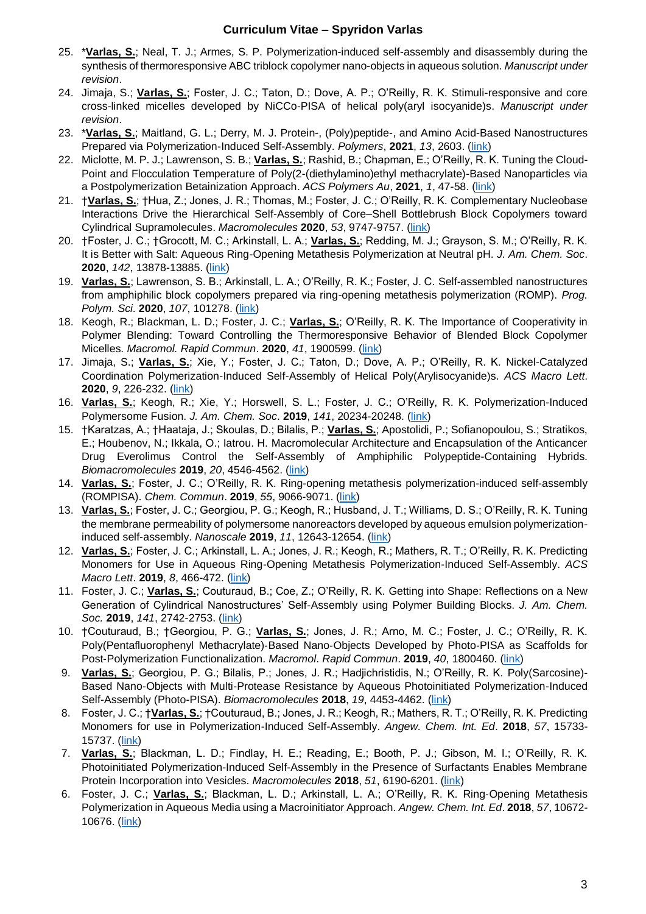25. *__**Varlas, S.**__; Neal, T. J.; Armes, S. P. Polymerization-induced self-assembly and disassembly during the synthesis of thermoresponsive ABC triblock copolymer nano-objects in aqueous solution. *Manuscript under revision*.
24. Jimaja, S.; __**Varlas, S.**__; Foster, J. C.; Taton, D.; Dove, A. P.; O'Reilly, R. K. Stimuli-responsive and core cross-linked micelles developed by NiCCo-PISA of helical poly(aryl isocyanide)s. *Manuscript under revision*.
23. *__**Varlas, S.**__; Maitland, G. L.; Derry, M. J. Protein-, (Poly)peptide-, and Amino Acid-Based Nanostructures Prepared via Polymerization-Induced Self-Assembly. *Polymers*, **2021**, *13*, 2603. (link)
22. Miclotte, M. P. J.; Lawrenson, S. B.; __**Varlas, S.**__; Rashid, B.; Chapman, E.; O'Reilly, R. K. Tuning the Cloud-Point and Flocculation Temperature of Poly(2-(diethylamino)ethyl methacrylate)-Based Nanoparticles via a Postpolymerization Betainization Approach. *ACS Polymers Au*, **2021**, *1*, 47-58. (link)
21. †__**Varlas, S.**__; †Hua, Z.; Jones, J. R.; Thomas, M.; Foster, J. C.; O'Reilly, R. K. Complementary Nucleobase Interactions Drive the Hierarchical Self-Assembly of Core–Shell Bottlebrush Block Copolymers toward Cylindrical Supramolecules. *Macromolecules* **2020**, *53*, 9747-9757. (link)
20. †Foster, J. C.; †Grocott, M. C.; Arkinstall, L. A.; __**Varlas, S.**__; Redding, M. J.; Grayson, S. M.; O'Reilly, R. K. It is Better with Salt: Aqueous Ring-Opening Metathesis Polymerization at Neutral pH. *J. Am. Chem. Soc*. **2020**, *142*, 13878-13885. (link)
19. __**Varlas, S.**__; Lawrenson, S. B.; Arkinstall, L. A.; O'Reilly, R. K.; Foster, J. C. Self-assembled nanostructures from amphiphilic block copolymers prepared via ring-opening metathesis polymerization (ROMP). *Prog. Polym. Sci*. **2020**, *107*, 101278. (link)
18. Keogh, R.; Blackman, L. D.; Foster, J. C.; __**Varlas, S.**__; O'Reilly, R. K. The Importance of Cooperativity in Polymer Blending: Toward Controlling the Thermoresponsive Behavior of Blended Block Copolymer Micelles. *Macromol. Rapid Commun*. **2020**, *41*, 1900599. (link)
17. Jimaja, S.; __**Varlas, S.**__; Xie, Y.; Foster, J. C.; Taton, D.; Dove, A. P.; O'Reilly, R. K. Nickel-Catalyzed Coordination Polymerization-Induced Self-Assembly of Helical Poly(Arylisocyanide)s. *ACS Macro Lett*. **2020**, *9*, 226-232. (link)
16. __**Varlas, S.**__; Keogh, R.; Xie, Y.; Horswell, S. L.; Foster, J. C.; O'Reilly, R. K. Polymerization-Induced Polymersome Fusion. *J. Am. Chem. Soc*. **2019**, *141*, 20234-20248. (link)
15. †Karatzas, A.; †Haataja, J.; Skoulas, D.; Bilalis, P.; __**Varlas, S.**__; Apostolidi, P.; Sofianopoulou, S.; Stratikos, E.; Houbenov, N.; Ikkala, O.; Iatrou. H. Macromolecular Architecture and Encapsulation of the Anticancer Drug Everolimus Control the Self-Assembly of Amphiphilic Polypeptide-Containing Hybrids. *Biomacromolecules* **2019**, *20*, 4546-4562. (link)
14. __**Varlas, S.**__; Foster, J. C.; O'Reilly, R. K. Ring-opening metathesis polymerization-induced self-assembly (ROMPISA). *Chem. Commun*. **2019**, *55*, 9066-9071. (link)
13. __**Varlas, S.**__; Foster, J. C.; Georgiou, P. G.; Keogh, R.; Husband, J. T.; Williams, D. S.; O'Reilly, R. K. Tuning the membrane permeability of polymersome nanoreactors developed by aqueous emulsion polymerization-induced self-assembly. *Nanoscale* **2019**, *11*, 12643-12654. (link)
12. __**Varlas, S.**__; Foster, J. C.; Arkinstall, L. A.; Jones, J. R.; Keogh, R.; Mathers, R. T.; O'Reilly, R. K. Predicting Monomers for Use in Aqueous Ring-Opening Metathesis Polymerization-Induced Self-Assembly. *ACS Macro Lett*. **2019**, *8*, 466-472. (link)
11. Foster, J. C.; __**Varlas, S.**__; Couturaud, B.; Coe, Z.; O'Reilly, R. K. Getting into Shape: Reflections on a New Generation of Cylindrical Nanostructures' Self-Assembly using Polymer Building Blocks. *J. Am. Chem. Soc.* **2019**, *141*, 2742-2753. (link)
10. †Couturaud, B.; †Georgiou, P. G.; __**Varlas, S.**__; Jones, J. R.; Arno, M. C.; Foster, J. C.; O'Reilly, R. K. Poly(Pentafluorophenyl Methacrylate)-Based Nano-Objects Developed by Photo-PISA as Scaffolds for Post-Polymerization Functionalization. *Macromol. Rapid Commun*. **2019**, *40*, 1800460. (link)
9. __**Varlas, S.**__; Georgiou, P. G.; Bilalis, P.; Jones, J. R.; Hadjichristidis, N.; O'Reilly, R. K. Poly(Sarcosine)-Based Nano-Objects with Multi-Protease Resistance by Aqueous Photoinitiated Polymerization-Induced Self-Assembly (Photo-PISA). *Biomacromolecules* **2018**, *19*, 4453-4462. (link)
8. Foster, J. C.; †__**Varlas, S.**__; †Couturaud, B.; Jones, J. R.; Keogh, R.; Mathers, R. T.; O'Reilly, R. K. Predicting Monomers for use in Polymerization-Induced Self-Assembly. *Angew. Chem. Int. Ed*. **2018**, *57*, 15733-15737. (link)
7. __**Varlas, S.**__; Blackman, L. D.; Findlay, H. E.; Reading, E.; Booth, P. J.; Gibson, M. I.; O'Reilly, R. K. Photoinitiated Polymerization-Induced Self-Assembly in the Presence of Surfactants Enables Membrane Protein Incorporation into Vesicles. *Macromolecules* **2018**, *51*, 6190-6201. (link)
6. Foster, J. C.; __**Varlas, S.**__; Blackman, L. D.; Arkinstall, L. A.; O'Reilly, R. K. Ring-Opening Metathesis Polymerization in Aqueous Media using a Macroinitiator Approach. *Angew. Chem. Int. Ed*. **2018**, *57*, 10672-10676. (link)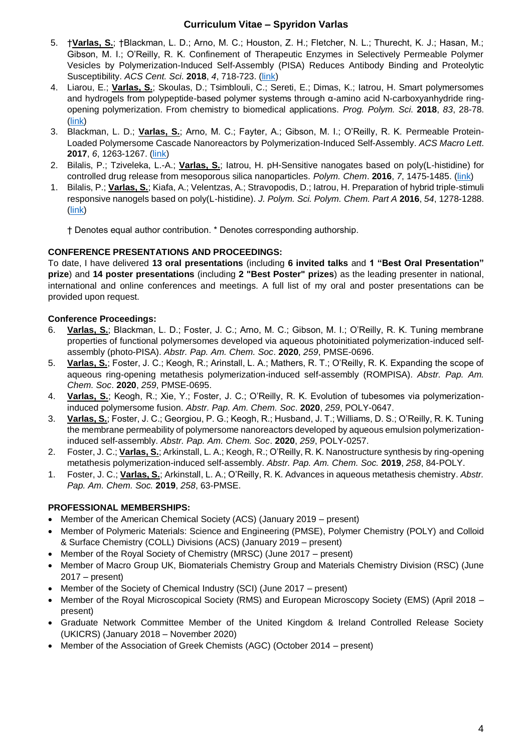5. †**Varlas, S.**; †Blackman, L. D.; Arno, M. C.; Houston, Z. H.; Fletcher, N. L.; Thurecht, K. J.; Hasan, M.; Gibson, M. I.; O'Reilly, R. K. Confinement of Therapeutic Enzymes in Selectively Permeable Polymer Vesicles by Polymerization-Induced Self-Assembly (PISA) Reduces Antibody Binding and Proteolytic Susceptibility. *ACS Cent. Sci*. **2018**, *4*, 718-723. (link)
4. Liarou, E.; **Varlas, S.**; Skoulas, D.; Tsimblouli, C.; Sereti, E.; Dimas, K.; Iatrou, H. Smart polymersomes and hydrogels from polypeptide-based polymer systems through α-amino acid N-carboxyanhydride ring-opening polymerization. From chemistry to biomedical applications. *Prog. Polym. Sci*. **2018**, *83*, 28-78. (link)
3. Blackman, L. D.; **Varlas, S.**; Arno, M. C.; Fayter, A.; Gibson, M. I.; O'Reilly, R. K. Permeable Protein-Loaded Polymersome Cascade Nanoreactors by Polymerization-Induced Self-Assembly. *ACS Macro Lett*. **2017**, *6*, 1263-1267. (link)
2. Bilalis, P.; Tziveleka, L.-A.; **Varlas, S.**; Iatrou, H. pH-Sensitive nanogates based on poly(L-histidine) for controlled drug release from mesoporous silica nanoparticles. *Polym. Chem*. **2016**, *7*, 1475-1485. (link)
1. Bilalis, P.; **Varlas, S.**; Kiafa, A.; Velentzas, A.; Stravopodis, D.; Iatrou, H. Preparation of hybrid triple-stimuli responsive nanogels based on poly(L-histidine). *J. Polym. Sci. Polym. Chem. Part A* **2016**, *54*, 1278-1288. (link)

† Denotes equal author contribution. * Denotes corresponding authorship.

**CONFERENCE PRESENTATIONS AND PROCEEDINGS:**

To date, I have delivered **13 oral presentations** (including **6 invited talks** and **1 "Best Oral Presentation" prize**) and **14 poster presentations** (including **2 "Best Poster" prizes**) as the leading presenter in national, international and online conferences and meetings. A full list of my oral and poster presentations can be provided upon request.

**Conference Proceedings:**

6. **Varlas, S.**; Blackman, L. D.; Foster, J. C.; Arno, M. C.; Gibson, M. I.; O'Reilly, R. K. Tuning membrane properties of functional polymersomes developed via aqueous photoinitiated polymerization-induced self-assembly (photo-PISA). *Abstr. Pap. Am. Chem. Soc*. **2020**, *259*, PMSE-0696.
5. **Varlas, S.**; Foster, J. C.; Keogh, R.; Arinstall, L. A.; Mathers, R. T.; O'Reilly, R. K. Expanding the scope of aqueous ring-opening metathesis polymerization-induced self-assembly (ROMPISA). *Abstr. Pap. Am. Chem. Soc*. **2020**, *259*, PMSE-0695.
4. **Varlas, S.**; Keogh, R.; Xie, Y.; Foster, J. C.; O'Reilly, R. K. Evolution of tubesomes via polymerization-induced polymersome fusion. *Abstr. Pap. Am. Chem. Soc*. **2020**, *259*, POLY-0647.
3. **Varlas, S.**; Foster, J. C.; Georgiou, P. G.; Keogh, R.; Husband, J. T.; Williams, D. S.; O'Reilly, R. K. Tuning the membrane permeability of polymersome nanoreactors developed by aqueous emulsion polymerization-induced self-assembly. *Abstr. Pap. Am. Chem. Soc*. **2020**, *259*, POLY-0257.
2. Foster, J. C.; **Varlas, S.**; Arkinstall, L. A.; Keogh, R.; O'Reilly, R. K. Nanostructure synthesis by ring-opening metathesis polymerization-induced self-assembly. *Abstr. Pap. Am. Chem. Soc.* **2019**, *258*, 84-POLY.
1. Foster, J. C.; **Varlas, S.**; Arkinstall, L. A.; O'Reilly, R. K. Advances in aqueous metathesis chemistry. *Abstr. Pap. Am. Chem. Soc.* **2019**, *258*, 63-PMSE.

**PROFESSIONAL MEMBERSHIPS:**

- Member of the American Chemical Society (ACS) (January 2019 – present)
- Member of Polymeric Materials: Science and Engineering (PMSE), Polymer Chemistry (POLY) and Colloid & Surface Chemistry (COLL) Divisions (ACS) (January 2019 – present)
- Member of the Royal Society of Chemistry (MRSC) (June 2017 – present)
- Member of Macro Group UK, Biomaterials Chemistry Group and Materials Chemistry Division (RSC) (June 2017 – present)
- Member of the Society of Chemical Industry (SCI) (June 2017 – present)
- Member of the Royal Microscopical Society (RMS) and European Microscopy Society (EMS) (April 2018 – present)
- Graduate Network Committee Member of the United Kingdom & Ireland Controlled Release Society (UKICRS) (January 2018 – November 2020)
- Member of the Association of Greek Chemists (AGC) (October 2014 – present)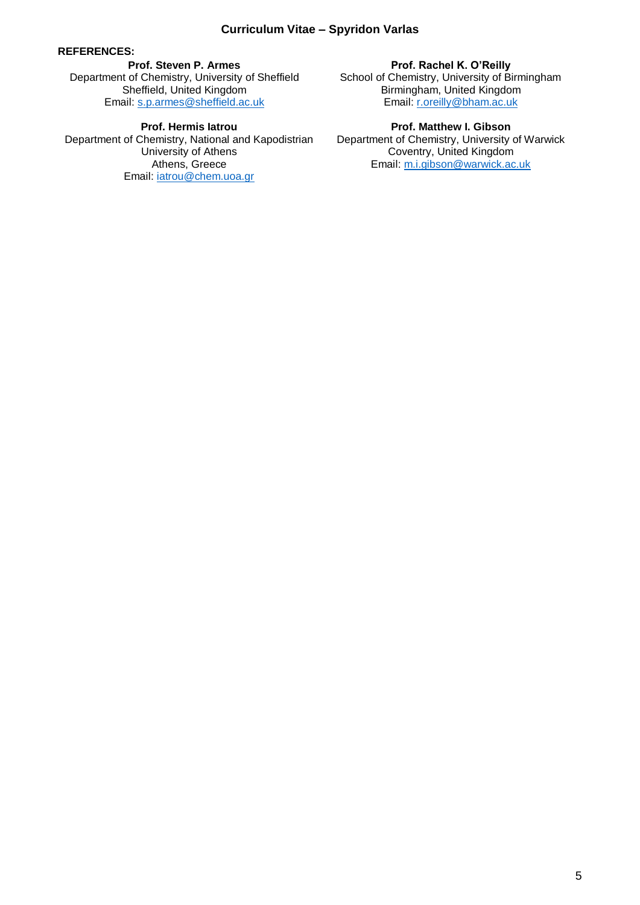**REFERENCES:**

**Prof. Steven P. Armes**
Department of Chemistry, University of Sheffield
Sheffield, United Kingdom
Email: s.p.armes@sheffield.ac.uk

**Prof. Rachel K. O'Reilly**
School of Chemistry, University of Birmingham
Birmingham, United Kingdom
Email: r.oreilly@bham.ac.uk

**Prof. Hermis Iatrou**
Department of Chemistry, National and Kapodistrian University of Athens
Athens, Greece
Email: iatrou@chem.uoa.gr

**Prof. Matthew I. Gibson**
Department of Chemistry, University of Warwick
Coventry, United Kingdom
Email: m.i.gibson@warwick.ac.uk